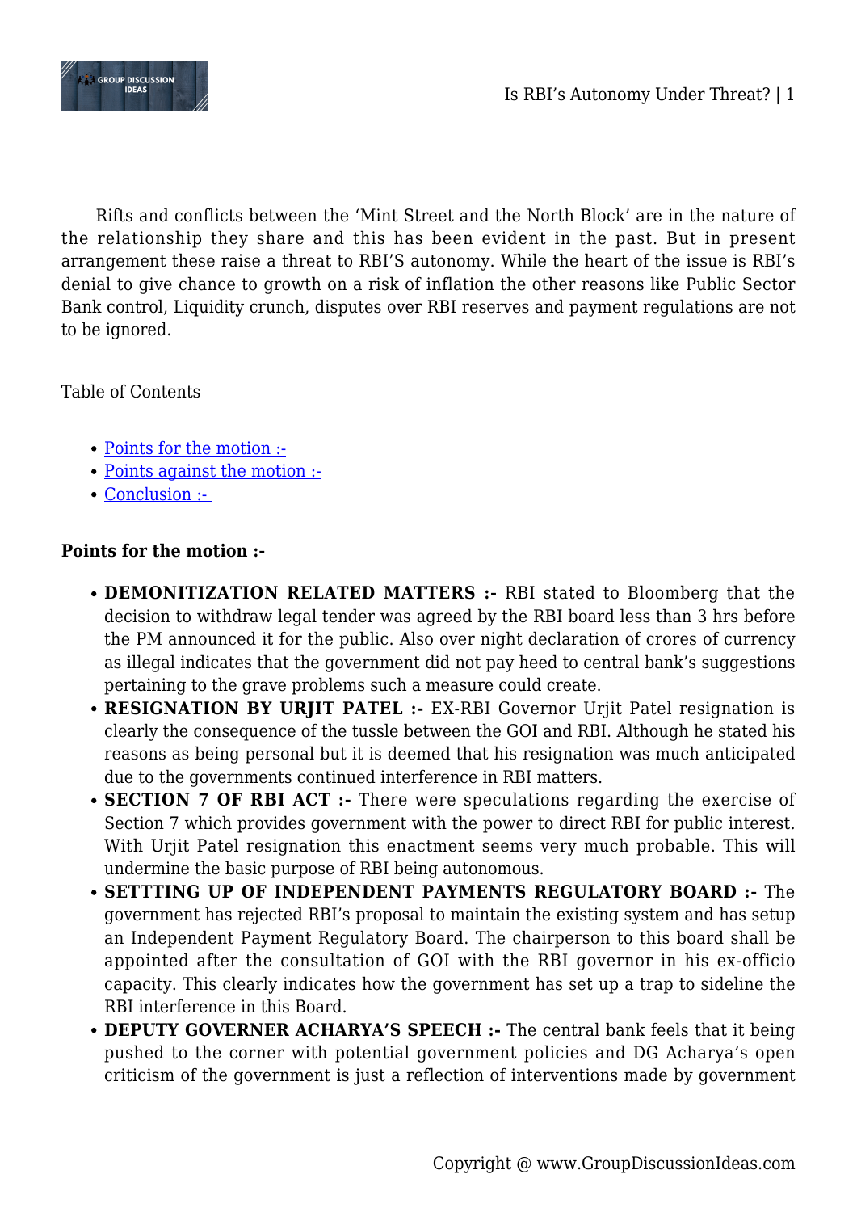Rifts and conflicts between the 'Mint Street and the North Block' are in the nature of the relationship they share and this has been evident in the past. But in present arrangement these raise a threat to RBI'S autonomy. While the heart of the issue is RBI's denial to give chance to growth on a risk of inflation the other reasons like Public Sector Bank control, Liquidity crunch, disputes over RBI reserves and payment regulations are not to be ignored.

Table of Contents

- Points for the motion :-
- Points against the motion :-
- Conclusion :-

**Points for the motion :-**

- **DEMONITIZATION RELATED MATTERS :-** RBI stated to Bloomberg that the decision to withdraw legal tender was agreed by the RBI board less than 3 hrs before the PM announced it for the public. Also over night declaration of crores of currency as illegal indicates that the government did not pay heed to central bank's suggestions pertaining to the grave problems such a measure could create.
- **RESIGNATION BY URJIT PATEL :-** EX-RBI Governor Urjit Patel resignation is clearly the consequence of the tussle between the GOI and RBI. Although he stated his reasons as being personal but it is deemed that his resignation was much anticipated due to the governments continued interference in RBI matters.
- **SECTION 7 OF RBI ACT :-** There were speculations regarding the exercise of Section 7 which provides government with the power to direct RBI for public interest. With Urjit Patel resignation this enactment seems very much probable. This will undermine the basic purpose of RBI being autonomous.
- **SETTTING UP OF INDEPENDENT PAYMENTS REGULATORY BOARD :-** The government has rejected RBI's proposal to maintain the existing system and has setup an Independent Payment Regulatory Board. The chairperson to this board shall be appointed after the consultation of GOI with the RBI governor in his ex-officio capacity. This clearly indicates how the government has set up a trap to sideline the RBI interference in this Board.
- **DEPUTY GOVERNER ACHARYA'S SPEECH :-** The central bank feels that it being pushed to the corner with potential government policies and DG Acharya's open criticism of the government is just a reflection of interventions made by government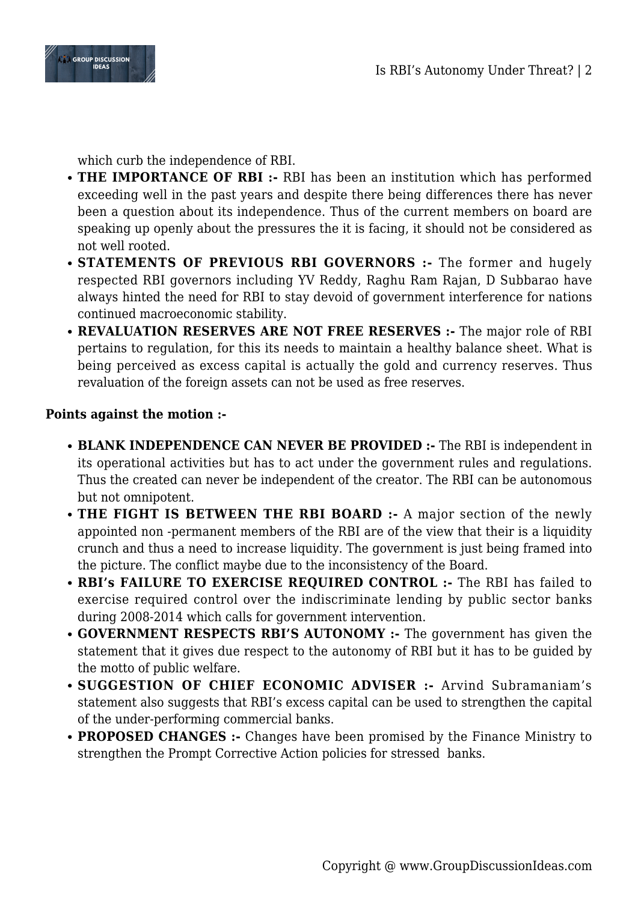which curb the independence of RBI.

- **THE IMPORTANCE OF RBI :-** RBI has been an institution which has performed exceeding well in the past years and despite there being differences there has never been a question about its independence. Thus of the current members on board are speaking up openly about the pressures the it is facing, it should not be considered as not well rooted.
- **STATEMENTS OF PREVIOUS RBI GOVERNORS :-** The former and hugely respected RBI governors including YV Reddy, Raghu Ram Rajan, D Subbarao have always hinted the need for RBI to stay devoid of government interference for nations continued macroeconomic stability.
- **REVALUATION RESERVES ARE NOT FREE RESERVES :-** The major role of RBI pertains to regulation, for this its needs to maintain a healthy balance sheet. What is being perceived as excess capital is actually the gold and currency reserves. Thus revaluation of the foreign assets can not be used as free reserves.

**Points against the motion :-**

- **BLANK INDEPENDENCE CAN NEVER BE PROVIDED :-** The RBI is independent in its operational activities but has to act under the government rules and regulations. Thus the created can never be independent of the creator. The RBI can be autonomous but not omnipotent.
- **THE FIGHT IS BETWEEN THE RBI BOARD :-** A major section of the newly appointed non -permanent members of the RBI are of the view that their is a liquidity crunch and thus a need to increase liquidity. The government is just being framed into the picture. The conflict maybe due to the inconsistency of the Board.
- **RBI's FAILURE TO EXERCISE REQUIRED CONTROL :-** The RBI has failed to exercise required control over the indiscriminate lending by public sector banks during 2008-2014 which calls for government intervention.
- **GOVERNMENT RESPECTS RBI'S AUTONOMY :-** The government has given the statement that it gives due respect to the autonomy of RBI but it has to be guided by the motto of public welfare.
- **SUGGESTION OF CHIEF ECONOMIC ADVISER :-** Arvind Subramaniam's statement also suggests that RBI's excess capital can be used to strengthen the capital of the under-performing commercial banks.
- **PROPOSED CHANGES :-** Changes have been promised by the Finance Ministry to strengthen the Prompt Corrective Action policies for stressed banks.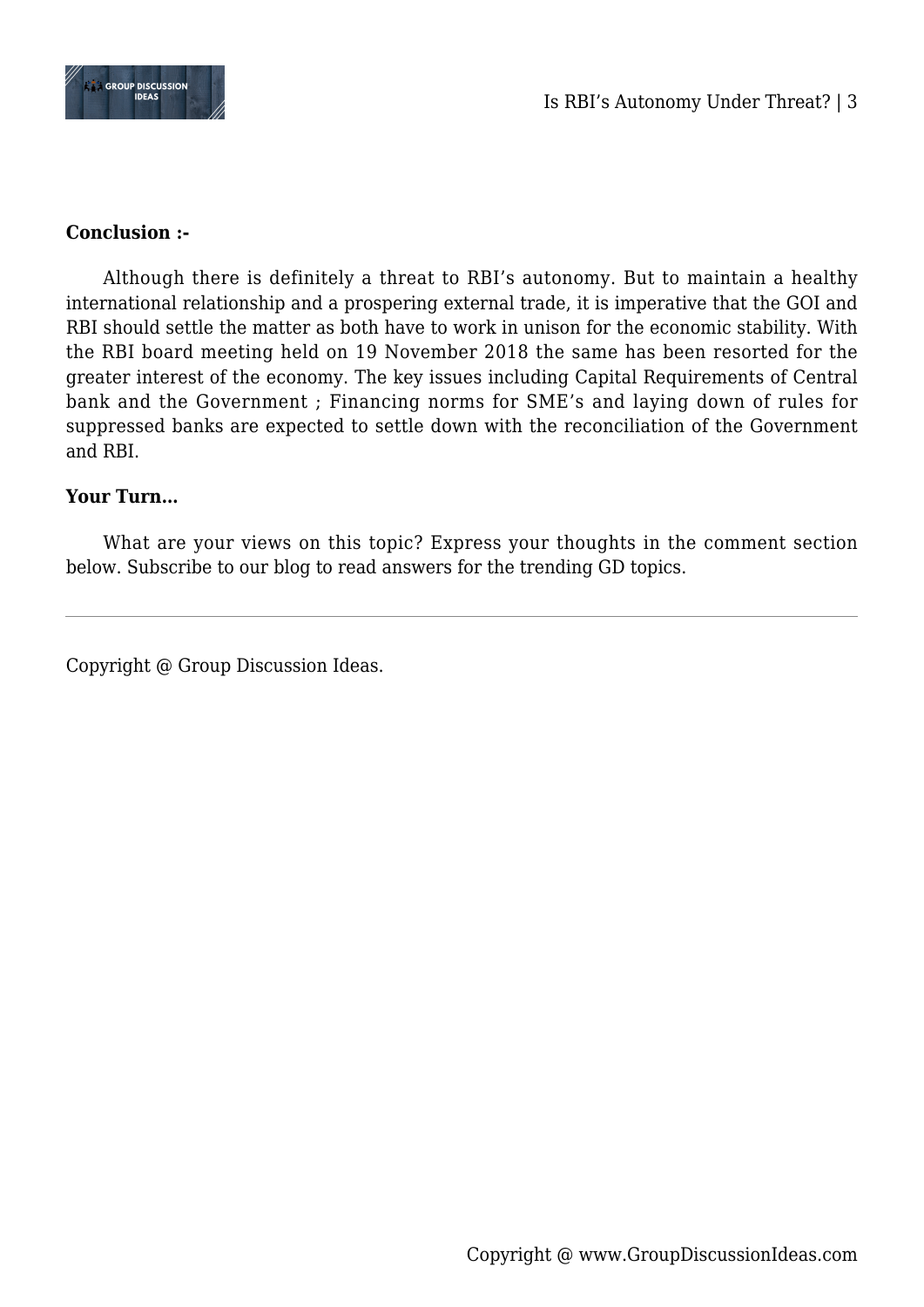**Conclusion :-**

Although there is definitely a threat to RBI's autonomy. But to maintain a healthy international relationship and a prospering external trade, it is imperative that the GOI and RBI should settle the matter as both have to work in unison for the economic stability. With the RBI board meeting held on 19 November 2018 the same has been resorted for the greater interest of the economy. The key issues including Capital Requirements of Central bank and the Government ; Financing norms for SME's and laying down of rules for suppressed banks are expected to settle down with the reconciliation of the Government and RBI.

**Your Turn…**

What are your views on this topic? Express your thoughts in the comment section below. Subscribe to our blog to read answers for the trending GD topics.

---

Copyright @ Group Discussion Ideas.